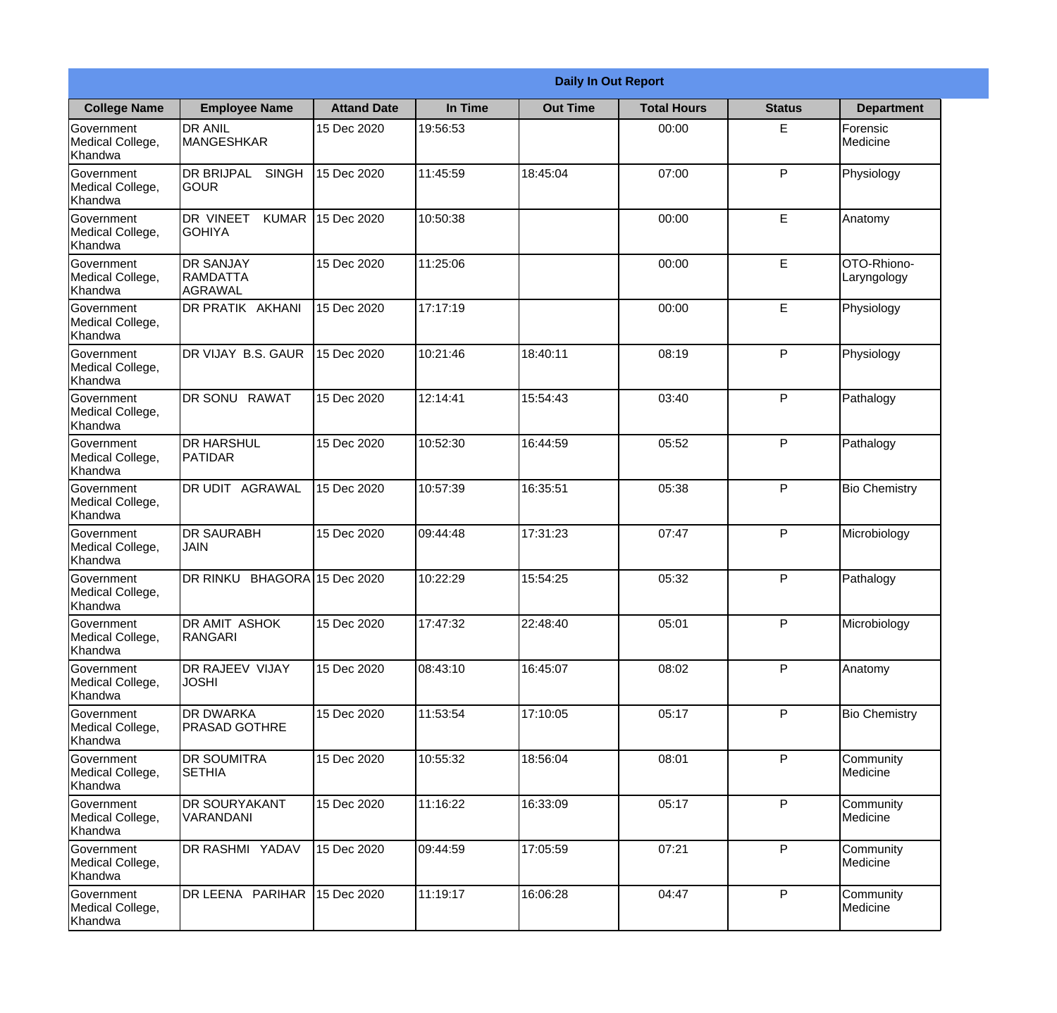| Daily In Out Report | | | | | | | |
|---|---|---|---|---|---|---|---|
| **College Name** | **Employee Name** | **Attand Date** | **In Time** | **Out Time** | **Total Hours** | **Status** | **Department** |
| Government Medical College, Khandwa | DR ANIL MANGESHKAR | 15 Dec 2020 | 19:56:53 | | 00:00 | E | Forensic Medicine |
| Government Medical College, Khandwa | DR BRIJPAL SINGH GOUR | 15 Dec 2020 | 11:45:59 | 18:45:04 | 07:00 | P | Physiology |
| Government Medical College, Khandwa | DR VINEET KUMAR GOHIYA | 15 Dec 2020 | 10:50:38 | | 00:00 | E | Anatomy |
| Government Medical College, Khandwa | DR SANJAY RAMDATTA AGRAWAL | 15 Dec 2020 | 11:25:06 | | 00:00 | E | OTO-Rhiono-Laryngology |
| Government Medical College, Khandwa | DR PRATIK AKHANI | 15 Dec 2020 | 17:17:19 | | 00:00 | E | Physiology |
| Government Medical College, Khandwa | DR VIJAY B.S. GAUR | 15 Dec 2020 | 10:21:46 | 18:40:11 | 08:19 | P | Physiology |
| Government Medical College, Khandwa | DR SONU RAWAT | 15 Dec 2020 | 12:14:41 | 15:54:43 | 03:40 | P | Pathalogy |
| Government Medical College, Khandwa | DR HARSHUL PATIDAR | 15 Dec 2020 | 10:52:30 | 16:44:59 | 05:52 | P | Pathalogy |
| Government Medical College, Khandwa | DR UDIT AGRAWAL | 15 Dec 2020 | 10:57:39 | 16:35:51 | 05:38 | P | Bio Chemistry |
| Government Medical College, Khandwa | DR SAURABH JAIN | 15 Dec 2020 | 09:44:48 | 17:31:23 | 07:47 | P | Microbiology |
| Government Medical College, Khandwa | DR RINKU BHAGORA | 15 Dec 2020 | 10:22:29 | 15:54:25 | 05:32 | P | Pathalogy |
| Government Medical College, Khandwa | DR AMIT ASHOK RANGARI | 15 Dec 2020 | 17:47:32 | 22:48:40 | 05:01 | P | Microbiology |
| Government Medical College, Khandwa | DR RAJEEV VIJAY JOSHI | 15 Dec 2020 | 08:43:10 | 16:45:07 | 08:02 | P | Anatomy |
| Government Medical College, Khandwa | DR DWARKA PRASAD GOTHRE | 15 Dec 2020 | 11:53:54 | 17:10:05 | 05:17 | P | Bio Chemistry |
| Government Medical College, Khandwa | DR SOUMITRA SETHIA | 15 Dec 2020 | 10:55:32 | 18:56:04 | 08:01 | P | Community Medicine |
| Government Medical College, Khandwa | DR SOURYAKANT VARANDANI | 15 Dec 2020 | 11:16:22 | 16:33:09 | 05:17 | P | Community Medicine |
| Government Medical College, Khandwa | DR RASHMI YADAV | 15 Dec 2020 | 09:44:59 | 17:05:59 | 07:21 | P | Community Medicine |
| Government Medical College, Khandwa | DR LEENA PARIHAR | 15 Dec 2020 | 11:19:17 | 16:06:28 | 04:47 | P | Community Medicine |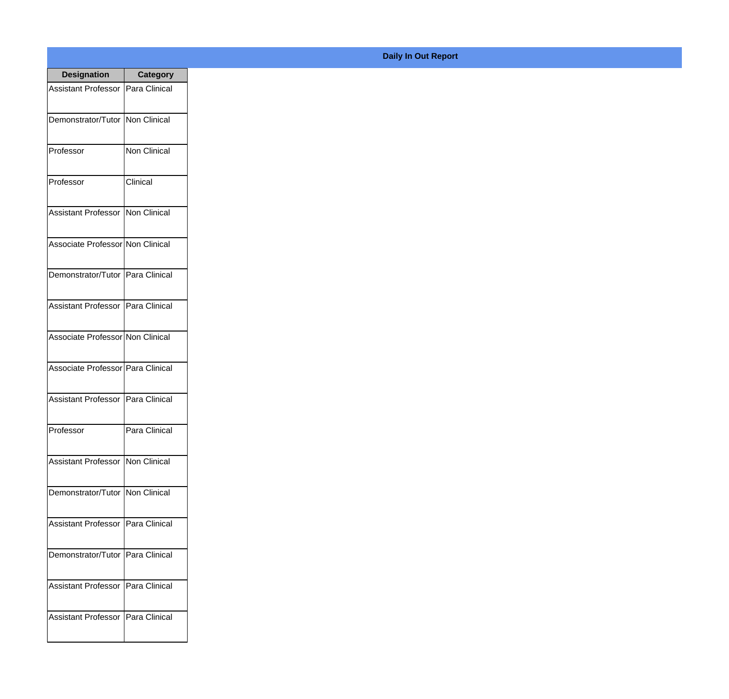## Daily In Out Report

| Designation | Category |
|---|---|
| Assistant Professor | Para Clinical |
| Demonstrator/Tutor | Non Clinical |
| Professor | Non Clinical |
| Professor | Clinical |
| Assistant Professor | Non Clinical |
| Associate Professor | Non Clinical |
| Demonstrator/Tutor | Para Clinical |
| Assistant Professor | Para Clinical |
| Associate Professor | Non Clinical |
| Associate Professor | Para Clinical |
| Assistant Professor | Para Clinical |
| Professor | Para Clinical |
| Assistant Professor | Non Clinical |
| Demonstrator/Tutor | Non Clinical |
| Assistant Professor | Para Clinical |
| Demonstrator/Tutor | Para Clinical |
| Assistant Professor | Para Clinical |
| Assistant Professor | Para Clinical |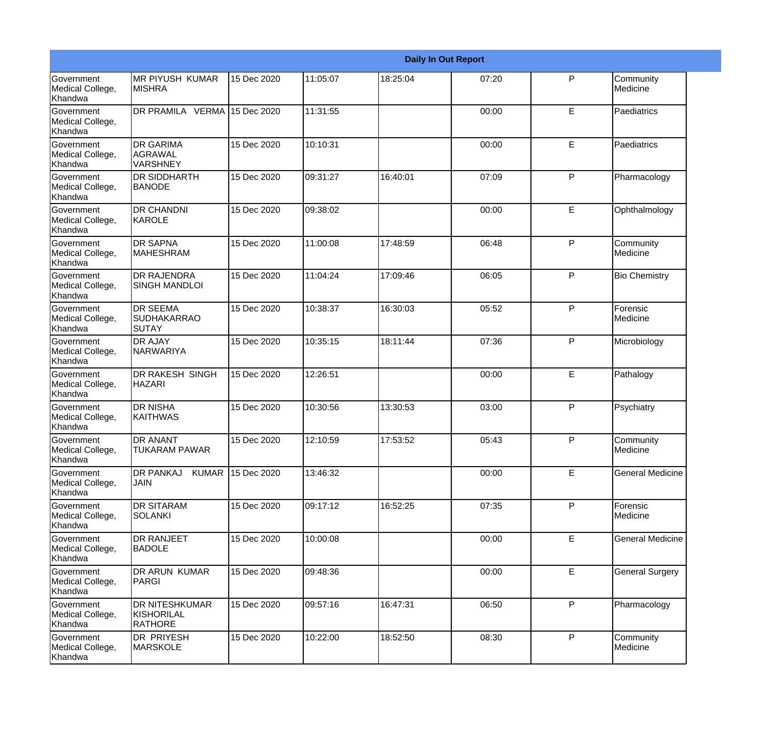| Daily In Out Report | | | | | | | |
|---|---|---|---|---|---|---|---|
| Government Medical College, Khandwa | MR PIYUSH KUMAR MISHRA | 15 Dec 2020 | 11:05:07 | 18:25:04 | 07:20 | P | Community Medicine |
| Government Medical College, Khandwa | DR PRAMILA VERMA | 15 Dec 2020 | 11:31:55 | | 00:00 | E | Paediatrics |
| Government Medical College, Khandwa | DR GARIMA AGRAWAL VARSHNEY | 15 Dec 2020 | 10:10:31 | | 00:00 | E | Paediatrics |
| Government Medical College, Khandwa | DR SIDDHARTH BANODE | 15 Dec 2020 | 09:31:27 | 16:40:01 | 07:09 | P | Pharmacology |
| Government Medical College, Khandwa | DR CHANDNI KAROLE | 15 Dec 2020 | 09:38:02 | | 00:00 | E | Ophthalmology |
| Government Medical College, Khandwa | DR SAPNA MAHESHRAM | 15 Dec 2020 | 11:00:08 | 17:48:59 | 06:48 | P | Community Medicine |
| Government Medical College, Khandwa | DR RAJENDRA SINGH MANDLOI | 15 Dec 2020 | 11:04:24 | 17:09:46 | 06:05 | P | Bio Chemistry |
| Government Medical College, Khandwa | DR SEEMA SUDHAKARRAO SUTAY | 15 Dec 2020 | 10:38:37 | 16:30:03 | 05:52 | P | Forensic Medicine |
| Government Medical College, Khandwa | DR AJAY NARWARIYA | 15 Dec 2020 | 10:35:15 | 18:11:44 | 07:36 | P | Microbiology |
| Government Medical College, Khandwa | DR RAKESH SINGH HAZARI | 15 Dec 2020 | 12:26:51 | | 00:00 | E | Pathalogy |
| Government Medical College, Khandwa | DR NISHA KAITHWAS | 15 Dec 2020 | 10:30:56 | 13:30:53 | 03:00 | P | Psychiatry |
| Government Medical College, Khandwa | DR ANANT TUKARAM PAWAR | 15 Dec 2020 | 12:10:59 | 17:53:52 | 05:43 | P | Community Medicine |
| Government Medical College, Khandwa | DR PANKAJ KUMAR JAIN | 15 Dec 2020 | 13:46:32 | | 00:00 | E | General Medicine |
| Government Medical College, Khandwa | DR SITARAM SOLANKI | 15 Dec 2020 | 09:17:12 | 16:52:25 | 07:35 | P | Forensic Medicine |
| Government Medical College, Khandwa | DR RANJEET BADOLE | 15 Dec 2020 | 10:00:08 | | 00:00 | E | General Medicine |
| Government Medical College, Khandwa | DR ARUN KUMAR PARGI | 15 Dec 2020 | 09:48:36 | | 00:00 | E | General Surgery |
| Government Medical College, Khandwa | DR NITESHKUMAR KISHORILAL RATHORE | 15 Dec 2020 | 09:57:16 | 16:47:31 | 06:50 | P | Pharmacology |
| Government Medical College, Khandwa | DR PRIYESH MARSKOLE | 15 Dec 2020 | 10:22:00 | 18:52:50 | 08:30 | P | Community Medicine |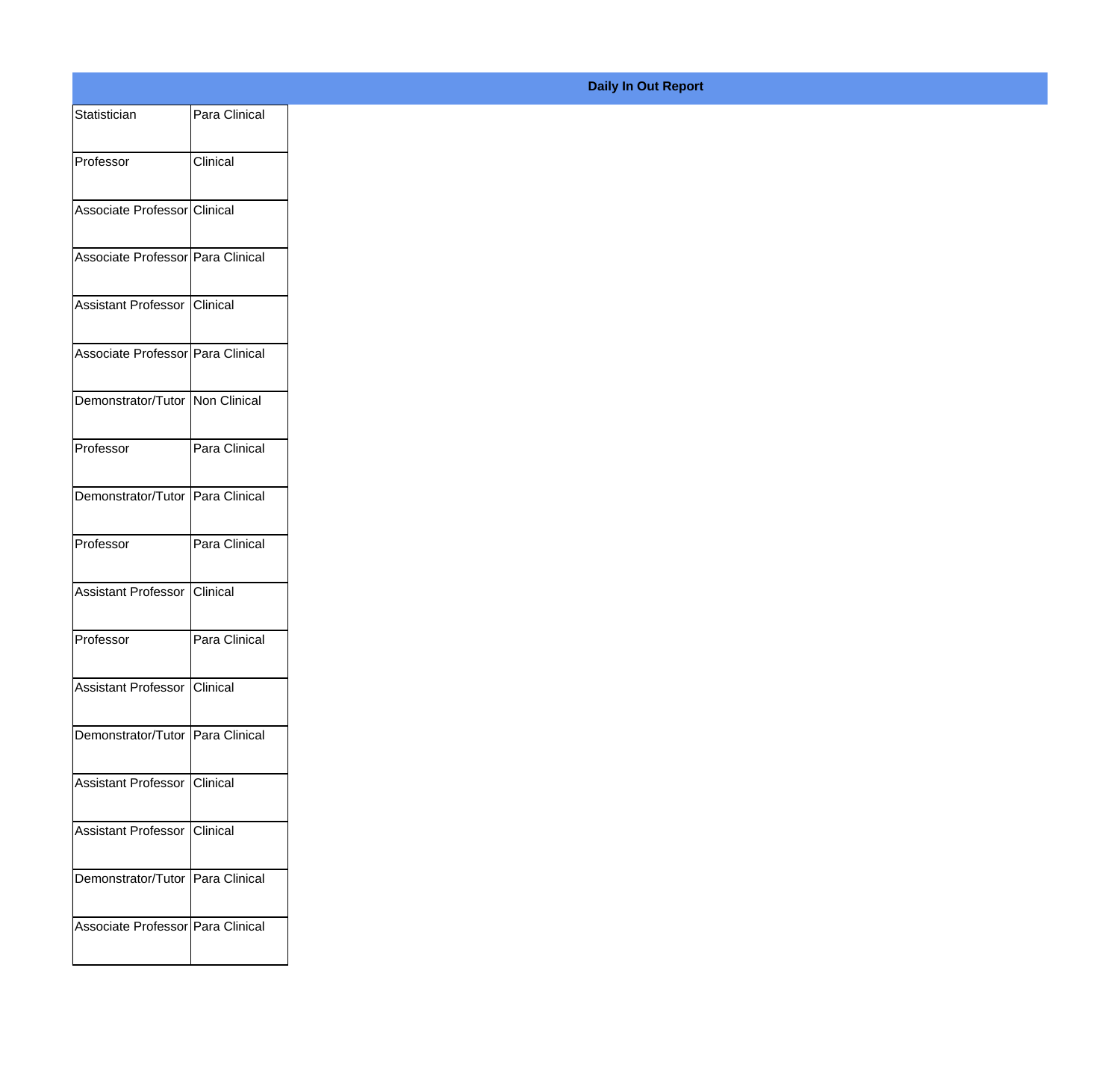| Daily In Out Report | |
|---|---|
| Statistician | Para Clinical |
| Professor | Clinical |
| Associate Professor | Clinical |
| Associate Professor | Para Clinical |
| Assistant Professor | Clinical |
| Associate Professor | Para Clinical |
| Demonstrator/Tutor | Non Clinical |
| Professor | Para Clinical |
| Demonstrator/Tutor | Para Clinical |
| Professor | Para Clinical |
| Assistant Professor | Clinical |
| Professor | Para Clinical |
| Assistant Professor | Clinical |
| Demonstrator/Tutor | Para Clinical |
| Assistant Professor | Clinical |
| Assistant Professor | Clinical |
| Demonstrator/Tutor | Para Clinical |
| Associate Professor | Para Clinical |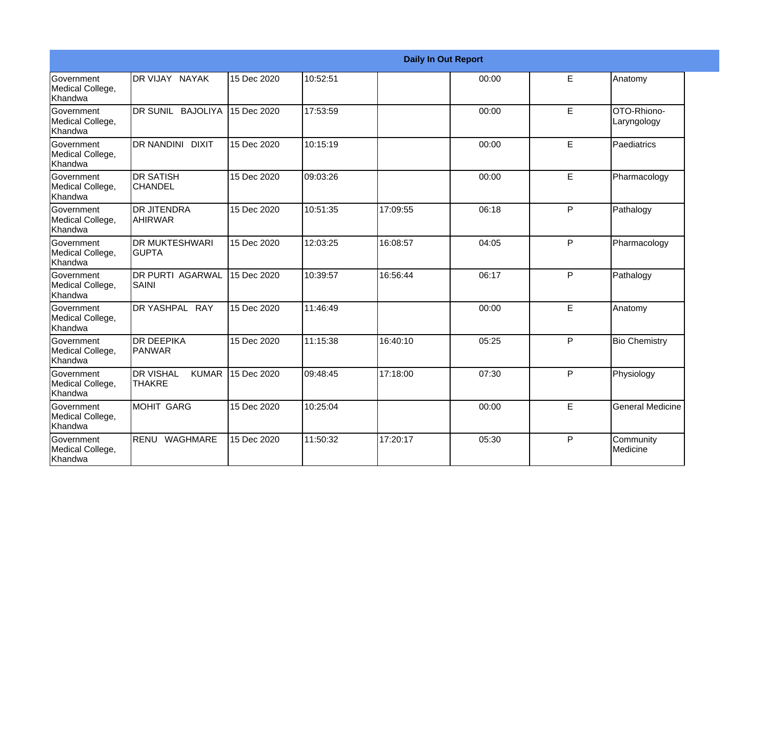| Daily In Out Report | | | | | | | |
|---|---|---|---|---|---|---|---|
| Government Medical College, Khandwa | DR VIJAY NAYAK | 15 Dec 2020 | 10:52:51 | | 00:00 | E | Anatomy |
| Government Medical College, Khandwa | DR SUNIL BAJOLIYA | 15 Dec 2020 | 17:53:59 | | 00:00 | E | OTO-Rhiono-Laryngology |
| Government Medical College, Khandwa | DR NANDINI DIXIT | 15 Dec 2020 | 10:15:19 | | 00:00 | E | Paediatrics |
| Government Medical College, Khandwa | DR SATISH CHANDEL | 15 Dec 2020 | 09:03:26 | | 00:00 | E | Pharmacology |
| Government Medical College, Khandwa | DR JITENDRA AHIRWAR | 15 Dec 2020 | 10:51:35 | 17:09:55 | 06:18 | P | Pathalogy |
| Government Medical College, Khandwa | DR MUKTESHWARI GUPTA | 15 Dec 2020 | 12:03:25 | 16:08:57 | 04:05 | P | Pharmacology |
| Government Medical College, Khandwa | DR PURTI AGARWAL SAINI | 15 Dec 2020 | 10:39:57 | 16:56:44 | 06:17 | P | Pathalogy |
| Government Medical College, Khandwa | DR YASHPAL RAY | 15 Dec 2020 | 11:46:49 | | 00:00 | E | Anatomy |
| Government Medical College, Khandwa | DR DEEPIKA PANWAR | 15 Dec 2020 | 11:15:38 | 16:40:10 | 05:25 | P | Bio Chemistry |
| Government Medical College, Khandwa | DR VISHAL KUMAR THAKRE | 15 Dec 2020 | 09:48:45 | 17:18:00 | 07:30 | P | Physiology |
| Government Medical College, Khandwa | MOHIT GARG | 15 Dec 2020 | 10:25:04 | | 00:00 | E | General Medicine |
| Government Medical College, Khandwa | RENU WAGHMARE | 15 Dec 2020 | 11:50:32 | 17:20:17 | 05:30 | P | Community Medicine |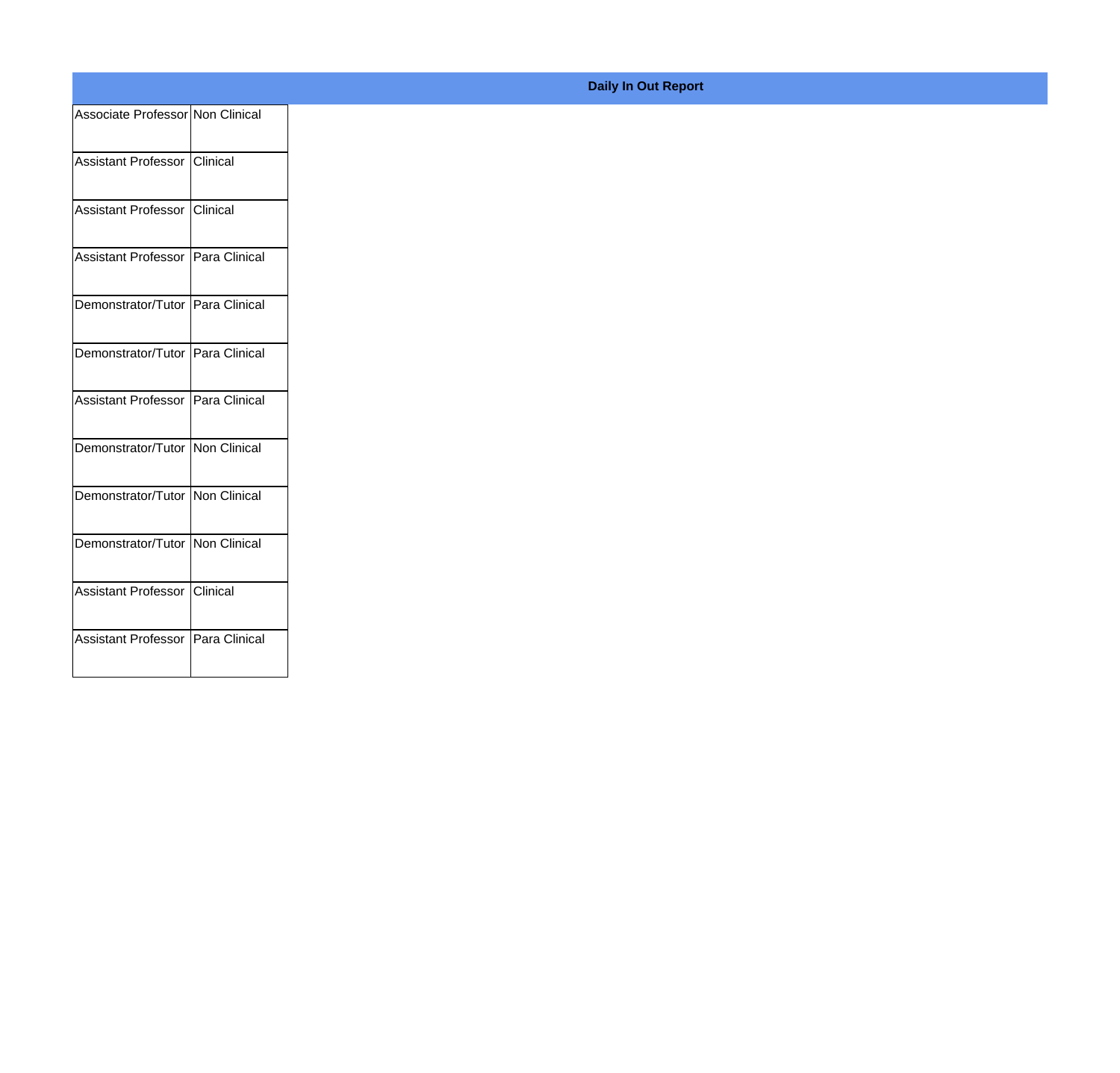**Daily In Out Report**

| | |
|---|---|
| Associate Professor | Non Clinical |
| Assistant Professor | Clinical |
| Assistant Professor | Clinical |
| Assistant Professor | Para Clinical |
| Demonstrator/Tutor | Para Clinical |
| Demonstrator/Tutor | Para Clinical |
| Assistant Professor | Para Clinical |
| Demonstrator/Tutor | Non Clinical |
| Demonstrator/Tutor | Non Clinical |
| Demonstrator/Tutor | Non Clinical |
| Assistant Professor | Clinical |
| Assistant Professor | Para Clinical |